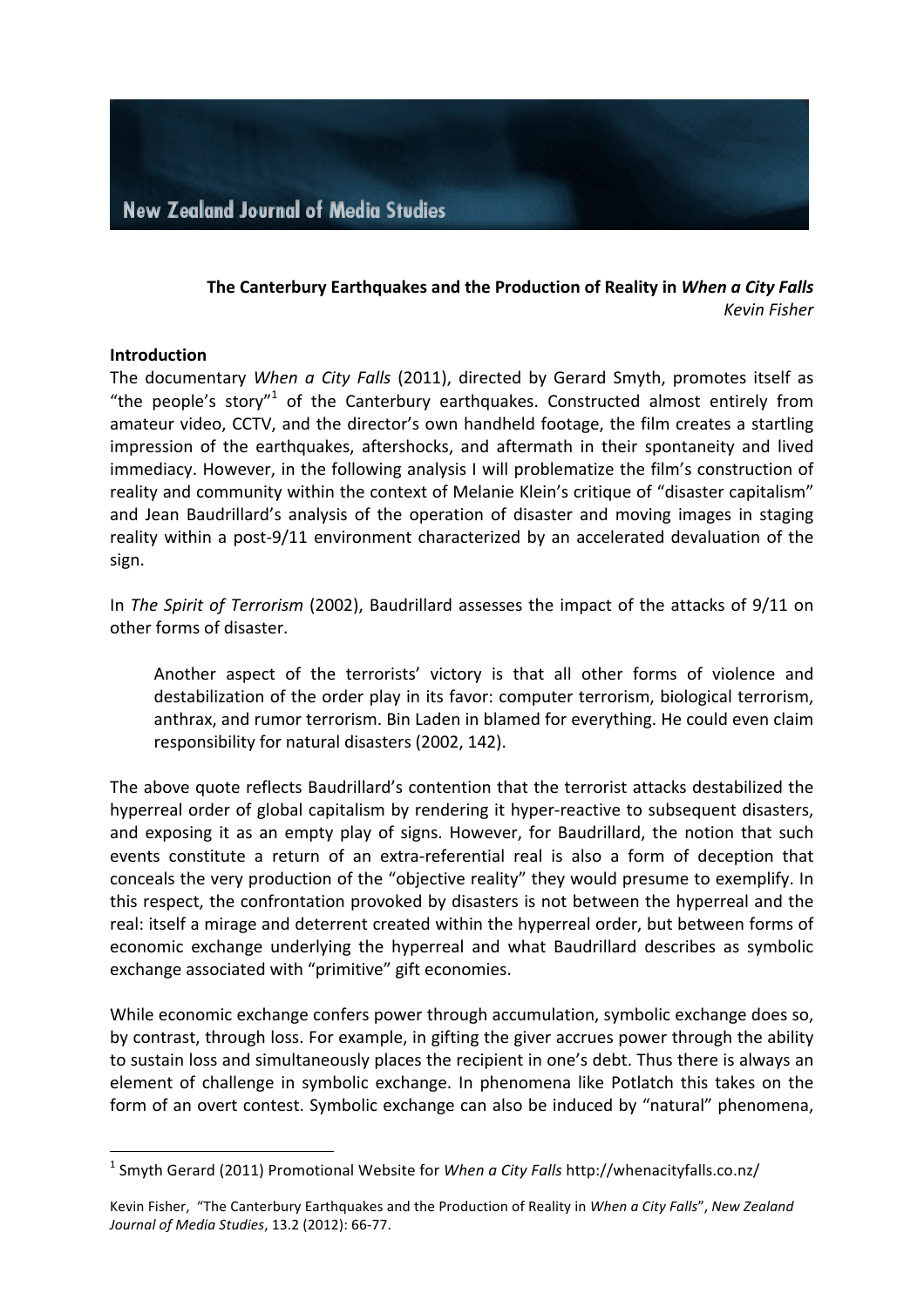**The Canterbury Earthquakes and the Production of Reality in *When a City Falls***
*Kevin Fisher*

## Introduction

The documentary *When a City Falls* (2011), directed by Gerard Smyth, promotes itself as "the people's story"[1] of the Canterbury earthquakes. Constructed almost entirely from amateur video, CCTV, and the director's own handheld footage, the film creates a startling impression of the earthquakes, aftershocks, and aftermath in their spontaneity and lived immediacy. However, in the following analysis I will problematize the film's construction of reality and community within the context of Melanie Klein's critique of "disaster capitalism" and Jean Baudrillard's analysis of the operation of disaster and moving images in staging reality within a post-9/11 environment characterized by an accelerated devaluation of the sign.

In *The Spirit of Terrorism* (2002), Baudrillard assesses the impact of the attacks of 9/11 on other forms of disaster.

> Another aspect of the terrorists' victory is that all other forms of violence and destabilization of the order play in its favor: computer terrorism, biological terrorism, anthrax, and rumor terrorism. Bin Laden in blamed for everything. He could even claim responsibility for natural disasters (2002, 142).

The above quote reflects Baudrillard's contention that the terrorist attacks destabilized the hyperreal order of global capitalism by rendering it hyper-reactive to subsequent disasters, and exposing it as an empty play of signs. However, for Baudrillard, the notion that such events constitute a return of an extra-referential real is also a form of deception that conceals the very production of the "objective reality" they would presume to exemplify. In this respect, the confrontation provoked by disasters is not between the hyperreal and the real: itself a mirage and deterrent created within the hyperreal order, but between forms of economic exchange underlying the hyperreal and what Baudrillard describes as symbolic exchange associated with "primitive" gift economies.

While economic exchange confers power through accumulation, symbolic exchange does so, by contrast, through loss. For example, in gifting the giver accrues power through the ability to sustain loss and simultaneously places the recipient in one's debt. Thus there is always an element of challenge in symbolic exchange. In phenomena like Potlatch this takes on the form of an overt contest. Symbolic exchange can also be induced by "natural" phenomena,

---

[1] Smyth Gerard (2011) Promotional Website for *When a City Falls* http://whenacityfalls.co.nz/

Kevin Fisher, "The Canterbury Earthquakes and the Production of Reality in *When a City Falls*", *New Zealand Journal of Media Studies*, 13.2 (2012): 66-77.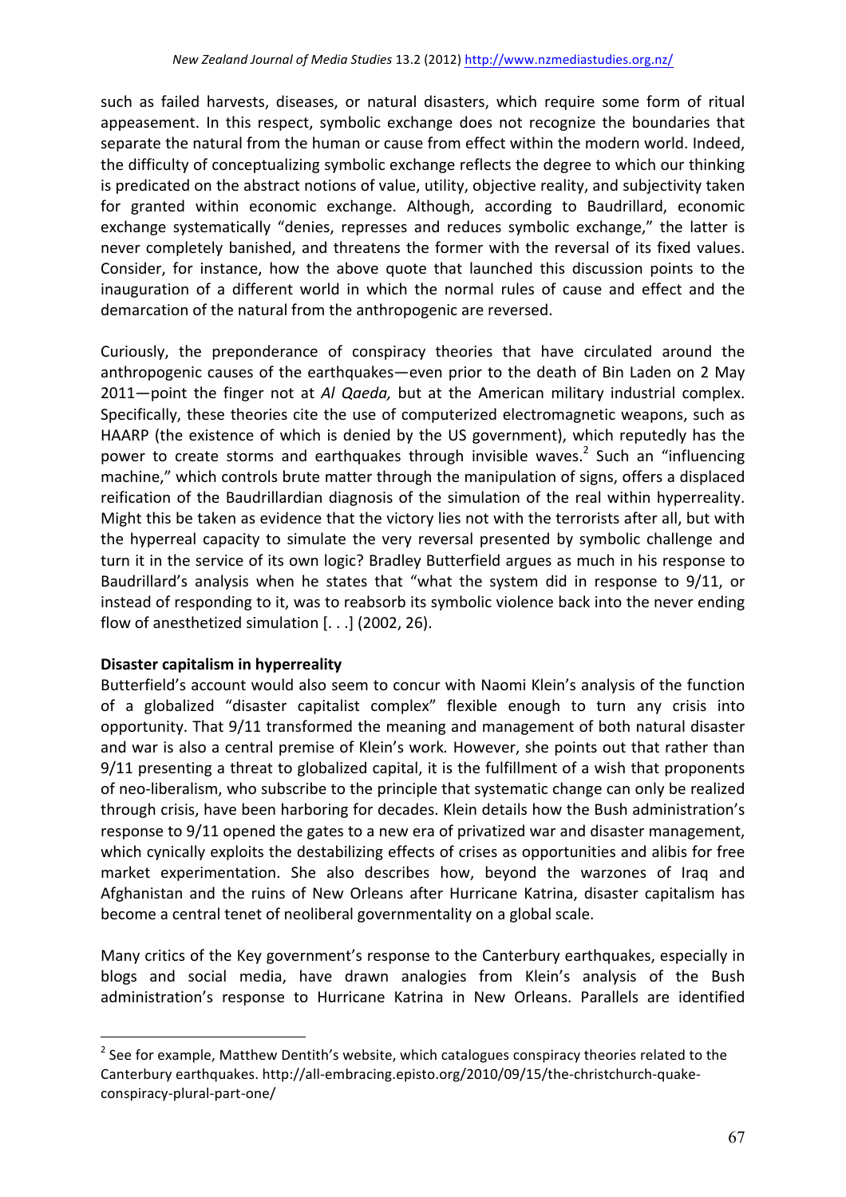such as failed harvests, diseases, or natural disasters, which require some form of ritual appeasement. In this respect, symbolic exchange does not recognize the boundaries that separate the natural from the human or cause from effect within the modern world. Indeed, the difficulty of conceptualizing symbolic exchange reflects the degree to which our thinking is predicated on the abstract notions of value, utility, objective reality, and subjectivity taken for granted within economic exchange. Although, according to Baudrillard, economic exchange systematically "denies, represses and reduces symbolic exchange," the latter is never completely banished, and threatens the former with the reversal of its fixed values. Consider, for instance, how the above quote that launched this discussion points to the inauguration of a different world in which the normal rules of cause and effect and the demarcation of the natural from the anthropogenic are reversed.

Curiously, the preponderance of conspiracy theories that have circulated around the anthropogenic causes of the earthquakes—even prior to the death of Bin Laden on 2 May 2011—point the finger not at *Al Qaeda,* but at the American military industrial complex. Specifically, these theories cite the use of computerized electromagnetic weapons, such as HAARP (the existence of which is denied by the US government), which reputedly has the power to create storms and earthquakes through invisible waves.[2] Such an "influencing machine," which controls brute matter through the manipulation of signs, offers a displaced reification of the Baudrillardian diagnosis of the simulation of the real within hyperreality. Might this be taken as evidence that the victory lies not with the terrorists after all, but with the hyperreal capacity to simulate the very reversal presented by symbolic challenge and turn it in the service of its own logic? Bradley Butterfield argues as much in his response to Baudrillard's analysis when he states that "what the system did in response to 9/11, or instead of responding to it, was to reabsorb its symbolic violence back into the never ending flow of anesthetized simulation [. . .] (2002, 26).

**Disaster capitalism in hyperreality**

Butterfield's account would also seem to concur with Naomi Klein's analysis of the function of a globalized "disaster capitalist complex" flexible enough to turn any crisis into opportunity. That 9/11 transformed the meaning and management of both natural disaster and war is also a central premise of Klein's work. However, she points out that rather than 9/11 presenting a threat to globalized capital, it is the fulfillment of a wish that proponents of neo-liberalism, who subscribe to the principle that systematic change can only be realized through crisis, have been harboring for decades. Klein details how the Bush administration's response to 9/11 opened the gates to a new era of privatized war and disaster management, which cynically exploits the destabilizing effects of crises as opportunities and alibis for free market experimentation. She also describes how, beyond the warzones of Iraq and Afghanistan and the ruins of New Orleans after Hurricane Katrina, disaster capitalism has become a central tenet of neoliberal governmentality on a global scale.

Many critics of the Key government's response to the Canterbury earthquakes, especially in blogs and social media, have drawn analogies from Klein's analysis of the Bush administration's response to Hurricane Katrina in New Orleans. Parallels are identified

---

[2] See for example, Matthew Dentith's website, which catalogues conspiracy theories related to the Canterbury earthquakes. http://all-embracing.episto.org/2010/09/15/the-christchurch-quake-conspiracy-plural-part-one/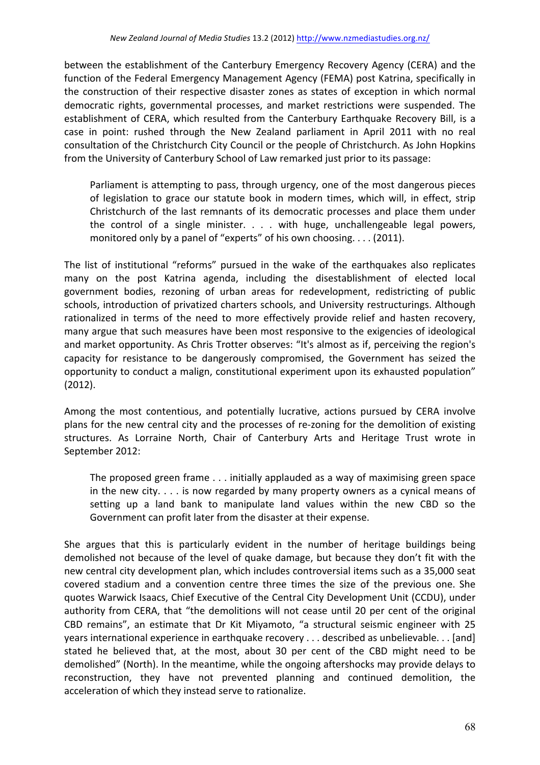between the establishment of the Canterbury Emergency Recovery Agency (CERA) and the function of the Federal Emergency Management Agency (FEMA) post Katrina, specifically in the construction of their respective disaster zones as states of exception in which normal democratic rights, governmental processes, and market restrictions were suspended. The establishment of CERA, which resulted from the Canterbury Earthquake Recovery Bill, is a case in point: rushed through the New Zealand parliament in April 2011 with no real consultation of the Christchurch City Council or the people of Christchurch. As John Hopkins from the University of Canterbury School of Law remarked just prior to its passage:

> Parliament is attempting to pass, through urgency, one of the most dangerous pieces of legislation to grace our statute book in modern times, which will, in effect, strip Christchurch of the last remnants of its democratic processes and place them under the control of a single minister. . . . with huge, unchallengeable legal powers, monitored only by a panel of "experts" of his own choosing. . . . (2011).

The list of institutional "reforms" pursued in the wake of the earthquakes also replicates many on the post Katrina agenda, including the disestablishment of elected local government bodies, rezoning of urban areas for redevelopment, redistricting of public schools, introduction of privatized charters schools, and University restructurings. Although rationalized in terms of the need to more effectively provide relief and hasten recovery, many argue that such measures have been most responsive to the exigencies of ideological and market opportunity. As Chris Trotter observes: "It's almost as if, perceiving the region's capacity for resistance to be dangerously compromised, the Government has seized the opportunity to conduct a malign, constitutional experiment upon its exhausted population" (2012).

Among the most contentious, and potentially lucrative, actions pursued by CERA involve plans for the new central city and the processes of re-zoning for the demolition of existing structures. As Lorraine North, Chair of Canterbury Arts and Heritage Trust wrote in September 2012:

> The proposed green frame . . . initially applauded as a way of maximising green space in the new city. . . . is now regarded by many property owners as a cynical means of setting up a land bank to manipulate land values within the new CBD so the Government can profit later from the disaster at their expense.

She argues that this is particularly evident in the number of heritage buildings being demolished not because of the level of quake damage, but because they don't fit with the new central city development plan, which includes controversial items such as a 35,000 seat covered stadium and a convention centre three times the size of the previous one. She quotes Warwick Isaacs, Chief Executive of the Central City Development Unit (CCDU), under authority from CERA, that "the demolitions will not cease until 20 per cent of the original CBD remains", an estimate that Dr Kit Miyamoto, "a structural seismic engineer with 25 years international experience in earthquake recovery . . . described as unbelievable. . . [and] stated he believed that, at the most, about 30 per cent of the CBD might need to be demolished" (North). In the meantime, while the ongoing aftershocks may provide delays to reconstruction, they have not prevented planning and continued demolition, the acceleration of which they instead serve to rationalize.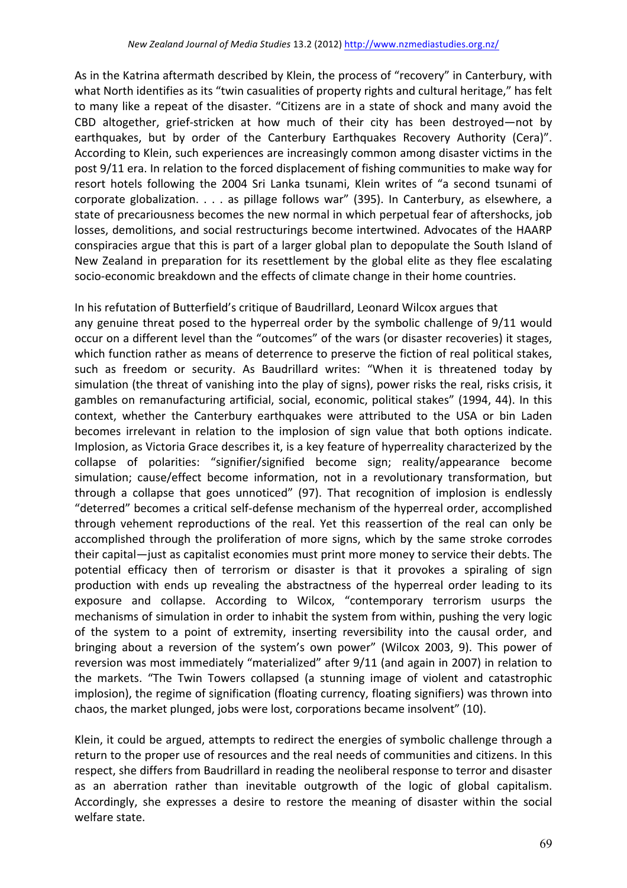As in the Katrina aftermath described by Klein, the process of "recovery" in Canterbury, with what North identifies as its "twin casualities of property rights and cultural heritage," has felt to many like a repeat of the disaster. "Citizens are in a state of shock and many avoid the CBD altogether, grief-stricken at how much of their city has been destroyed—not by earthquakes, but by order of the Canterbury Earthquakes Recovery Authority (Cera)". According to Klein, such experiences are increasingly common among disaster victims in the post 9/11 era. In relation to the forced displacement of fishing communities to make way for resort hotels following the 2004 Sri Lanka tsunami, Klein writes of "a second tsunami of corporate globalization. . . . as pillage follows war" (395). In Canterbury, as elsewhere, a state of precariousness becomes the new normal in which perpetual fear of aftershocks, job losses, demolitions, and social restructurings become intertwined. Advocates of the HAARP conspiracies argue that this is part of a larger global plan to depopulate the South Island of New Zealand in preparation for its resettlement by the global elite as they flee escalating socio-economic breakdown and the effects of climate change in their home countries.

In his refutation of Butterfield's critique of Baudrillard, Leonard Wilcox argues that any genuine threat posed to the hyperreal order by the symbolic challenge of 9/11 would occur on a different level than the "outcomes" of the wars (or disaster recoveries) it stages, which function rather as means of deterrence to preserve the fiction of real political stakes, such as freedom or security. As Baudrillard writes: "When it is threatened today by simulation (the threat of vanishing into the play of signs), power risks the real, risks crisis, it gambles on remanufacturing artificial, social, economic, political stakes" (1994, 44). In this context, whether the Canterbury earthquakes were attributed to the USA or bin Laden becomes irrelevant in relation to the implosion of sign value that both options indicate. Implosion, as Victoria Grace describes it, is a key feature of hyperreality characterized by the collapse of polarities: "signifier/signified become sign; reality/appearance become simulation; cause/effect become information, not in a revolutionary transformation, but through a collapse that goes unnoticed" (97). That recognition of implosion is endlessly "deterred" becomes a critical self-defense mechanism of the hyperreal order, accomplished through vehement reproductions of the real. Yet this reassertion of the real can only be accomplished through the proliferation of more signs, which by the same stroke corrodes their capital—just as capitalist economies must print more money to service their debts. The potential efficacy then of terrorism or disaster is that it provokes a spiraling of sign production with ends up revealing the abstractness of the hyperreal order leading to its exposure and collapse. According to Wilcox, "contemporary terrorism usurps the mechanisms of simulation in order to inhabit the system from within, pushing the very logic of the system to a point of extremity, inserting reversibility into the causal order, and bringing about a reversion of the system's own power" (Wilcox 2003, 9). This power of reversion was most immediately "materialized" after 9/11 (and again in 2007) in relation to the markets. "The Twin Towers collapsed (a stunning image of violent and catastrophic implosion), the regime of signification (floating currency, floating signifiers) was thrown into chaos, the market plunged, jobs were lost, corporations became insolvent" (10).

Klein, it could be argued, attempts to redirect the energies of symbolic challenge through a return to the proper use of resources and the real needs of communities and citizens. In this respect, she differs from Baudrillard in reading the neoliberal response to terror and disaster as an aberration rather than inevitable outgrowth of the logic of global capitalism. Accordingly, she expresses a desire to restore the meaning of disaster within the social welfare state.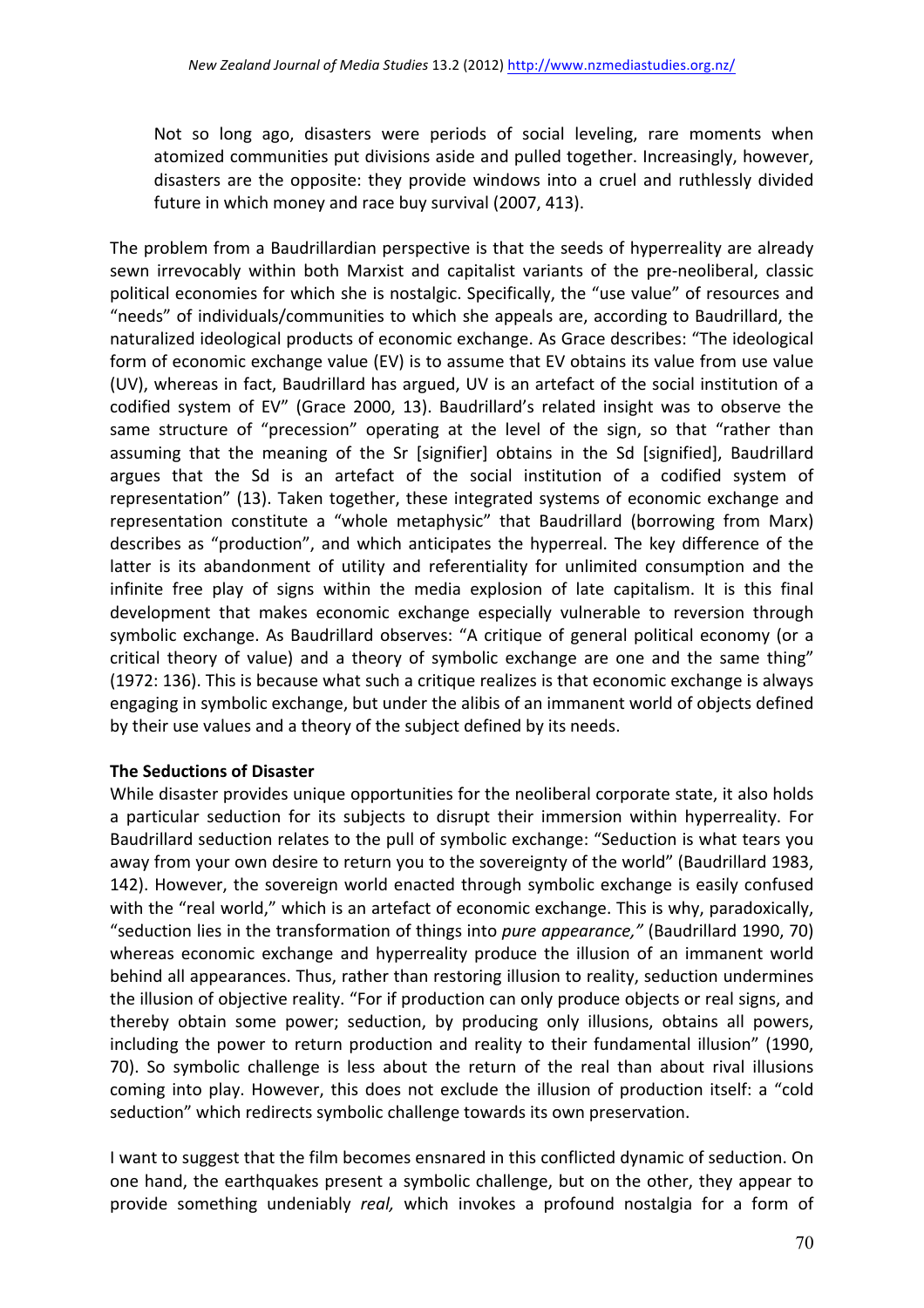> Not so long ago, disasters were periods of social leveling, rare moments when atomized communities put divisions aside and pulled together. Increasingly, however, disasters are the opposite: they provide windows into a cruel and ruthlessly divided future in which money and race buy survival (2007, 413).

The problem from a Baudrillardian perspective is that the seeds of hyperreality are already sewn irrevocably within both Marxist and capitalist variants of the pre-neoliberal, classic political economies for which she is nostalgic. Specifically, the "use value" of resources and "needs" of individuals/communities to which she appeals are, according to Baudrillard, the naturalized ideological products of economic exchange. As Grace describes: "The ideological form of economic exchange value (EV) is to assume that EV obtains its value from use value (UV), whereas in fact, Baudrillard has argued, UV is an artefact of the social institution of a codified system of EV" (Grace 2000, 13). Baudrillard's related insight was to observe the same structure of "precession" operating at the level of the sign, so that "rather than assuming that the meaning of the Sr [signifier] obtains in the Sd [signified], Baudrillard argues that the Sd is an artefact of the social institution of a codified system of representation" (13). Taken together, these integrated systems of economic exchange and representation constitute a "whole metaphysic" that Baudrillard (borrowing from Marx) describes as "production", and which anticipates the hyperreal. The key difference of the latter is its abandonment of utility and referentiality for unlimited consumption and the infinite free play of signs within the media explosion of late capitalism. It is this final development that makes economic exchange especially vulnerable to reversion through symbolic exchange. As Baudrillard observes: "A critique of general political economy (or a critical theory of value) and a theory of symbolic exchange are one and the same thing" (1972: 136). This is because what such a critique realizes is that economic exchange is always engaging in symbolic exchange, but under the alibis of an immanent world of objects defined by their use values and a theory of the subject defined by its needs.

**The Seductions of Disaster**

While disaster provides unique opportunities for the neoliberal corporate state, it also holds a particular seduction for its subjects to disrupt their immersion within hyperreality. For Baudrillard seduction relates to the pull of symbolic exchange: "Seduction is what tears you away from your own desire to return you to the sovereignty of the world" (Baudrillard 1983, 142). However, the sovereign world enacted through symbolic exchange is easily confused with the "real world," which is an artefact of economic exchange. This is why, paradoxically, "seduction lies in the transformation of things into *pure appearance,"* (Baudrillard 1990, 70) whereas economic exchange and hyperreality produce the illusion of an immanent world behind all appearances. Thus, rather than restoring illusion to reality, seduction undermines the illusion of objective reality. "For if production can only produce objects or real signs, and thereby obtain some power; seduction, by producing only illusions, obtains all powers, including the power to return production and reality to their fundamental illusion" (1990, 70). So symbolic challenge is less about the return of the real than about rival illusions coming into play. However, this does not exclude the illusion of production itself: a "cold seduction" which redirects symbolic challenge towards its own preservation.

I want to suggest that the film becomes ensnared in this conflicted dynamic of seduction. On one hand, the earthquakes present a symbolic challenge, but on the other, they appear to provide something undeniably *real,* which invokes a profound nostalgia for a form of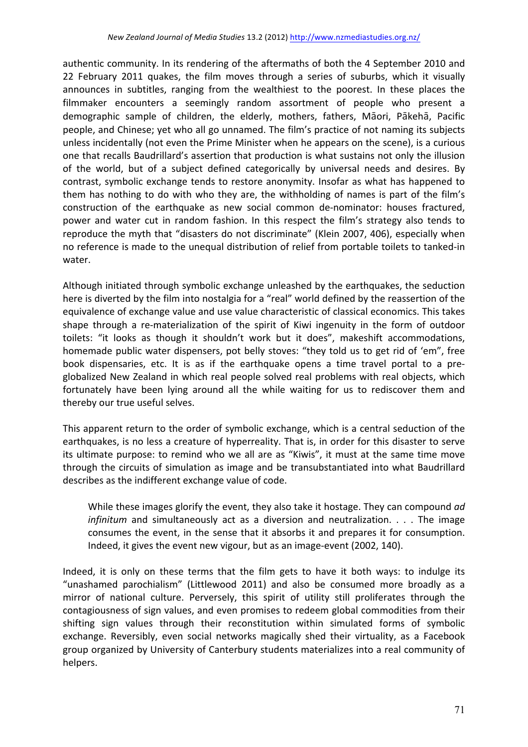authentic community. In its rendering of the aftermaths of both the 4 September 2010 and 22 February 2011 quakes, the film moves through a series of suburbs, which it visually announces in subtitles, ranging from the wealthiest to the poorest. In these places the filmmaker encounters a seemingly random assortment of people who present a demographic sample of children, the elderly, mothers, fathers, Māori, Pākehā, Pacific people, and Chinese; yet who all go unnamed. The film's practice of not naming its subjects unless incidentally (not even the Prime Minister when he appears on the scene), is a curious one that recalls Baudrillard's assertion that production is what sustains not only the illusion of the world, but of a subject defined categorically by universal needs and desires. By contrast, symbolic exchange tends to restore anonymity. Insofar as what has happened to them has nothing to do with who they are, the withholding of names is part of the film's construction of the earthquake as new social common de-nominator: houses fractured, power and water cut in random fashion. In this respect the film's strategy also tends to reproduce the myth that "disasters do not discriminate" (Klein 2007, 406), especially when no reference is made to the unequal distribution of relief from portable toilets to tanked-in water.

Although initiated through symbolic exchange unleashed by the earthquakes, the seduction here is diverted by the film into nostalgia for a "real" world defined by the reassertion of the equivalence of exchange value and use value characteristic of classical economics. This takes shape through a re-materialization of the spirit of Kiwi ingenuity in the form of outdoor toilets: "it looks as though it shouldn't work but it does", makeshift accommodations, homemade public water dispensers, pot belly stoves: "they told us to get rid of 'em", free book dispensaries, etc. It is as if the earthquake opens a time travel portal to a pre-globalized New Zealand in which real people solved real problems with real objects, which fortunately have been lying around all the while waiting for us to rediscover them and thereby our true useful selves.

This apparent return to the order of symbolic exchange, which is a central seduction of the earthquakes, is no less a creature of hyperreality. That is, in order for this disaster to serve its ultimate purpose: to remind who we all are as "Kiwis", it must at the same time move through the circuits of simulation as image and be transubstantiated into what Baudrillard describes as the indifferent exchange value of code.

> While these images glorify the event, they also take it hostage. They can compound *ad infinitum* and simultaneously act as a diversion and neutralization. . . . The image consumes the event, in the sense that it absorbs it and prepares it for consumption. Indeed, it gives the event new vigour, but as an image-event (2002, 140).

Indeed, it is only on these terms that the film gets to have it both ways: to indulge its "unashamed parochialism" (Littlewood 2011) and also be consumed more broadly as a mirror of national culture. Perversely, this spirit of utility still proliferates through the contagiousness of sign values, and even promises to redeem global commodities from their shifting sign values through their reconstitution within simulated forms of symbolic exchange. Reversibly, even social networks magically shed their virtuality, as a Facebook group organized by University of Canterbury students materializes into a real community of helpers.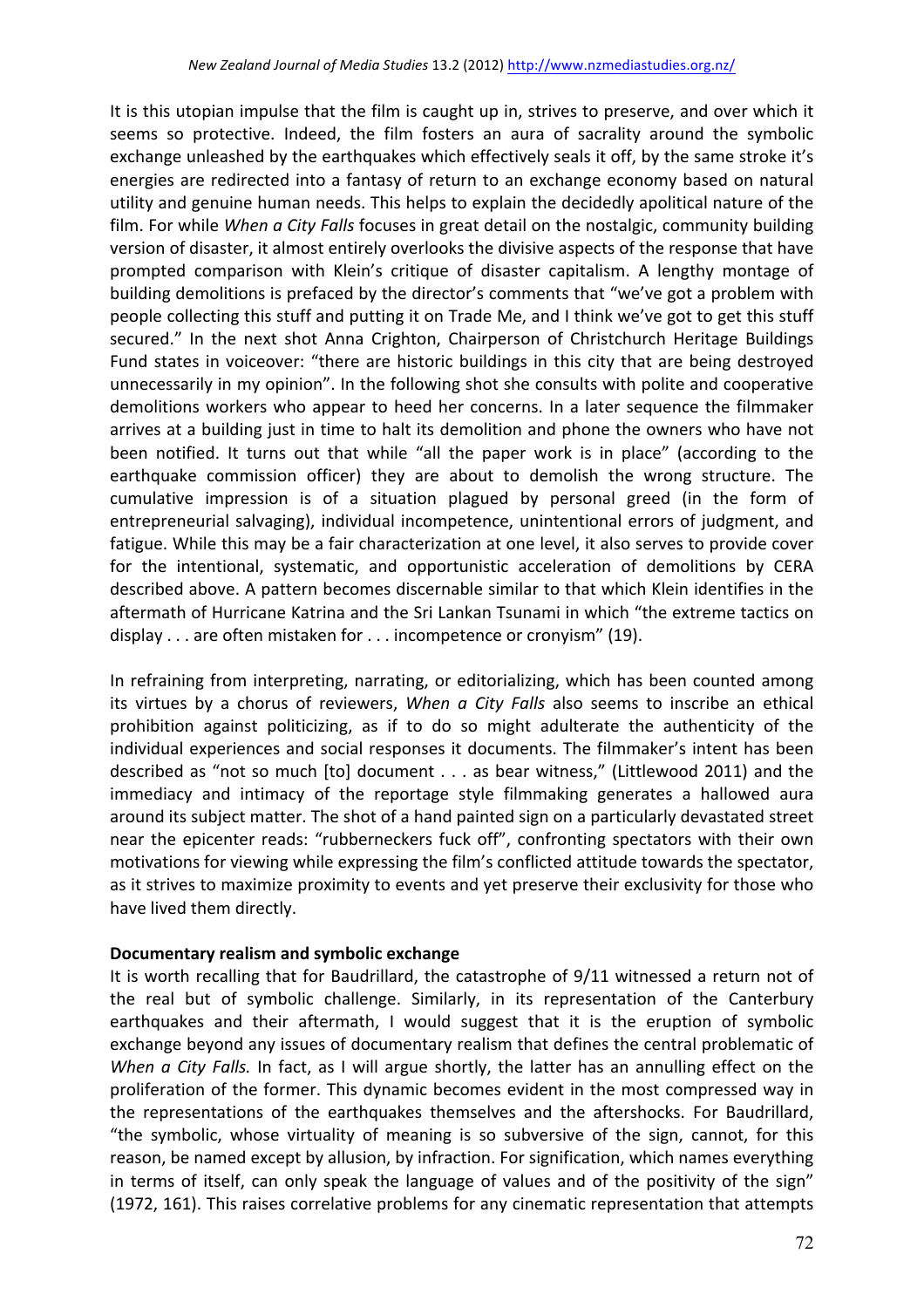It is this utopian impulse that the film is caught up in, strives to preserve, and over which it seems so protective. Indeed, the film fosters an aura of sacrality around the symbolic exchange unleashed by the earthquakes which effectively seals it off, by the same stroke it's energies are redirected into a fantasy of return to an exchange economy based on natural utility and genuine human needs. This helps to explain the decidedly apolitical nature of the film. For while *When a City Falls* focuses in great detail on the nostalgic, community building version of disaster, it almost entirely overlooks the divisive aspects of the response that have prompted comparison with Klein's critique of disaster capitalism. A lengthy montage of building demolitions is prefaced by the director's comments that "we've got a problem with people collecting this stuff and putting it on Trade Me, and I think we've got to get this stuff secured." In the next shot Anna Crighton, Chairperson of Christchurch Heritage Buildings Fund states in voiceover: "there are historic buildings in this city that are being destroyed unnecessarily in my opinion". In the following shot she consults with polite and cooperative demolitions workers who appear to heed her concerns. In a later sequence the filmmaker arrives at a building just in time to halt its demolition and phone the owners who have not been notified. It turns out that while "all the paper work is in place" (according to the earthquake commission officer) they are about to demolish the wrong structure. The cumulative impression is of a situation plagued by personal greed (in the form of entrepreneurial salvaging), individual incompetence, unintentional errors of judgment, and fatigue. While this may be a fair characterization at one level, it also serves to provide cover for the intentional, systematic, and opportunistic acceleration of demolitions by CERA described above. A pattern becomes discernable similar to that which Klein identifies in the aftermath of Hurricane Katrina and the Sri Lankan Tsunami in which "the extreme tactics on display . . . are often mistaken for . . . incompetence or cronyism" (19).

In refraining from interpreting, narrating, or editorializing, which has been counted among its virtues by a chorus of reviewers, *When a City Falls* also seems to inscribe an ethical prohibition against politicizing, as if to do so might adulterate the authenticity of the individual experiences and social responses it documents. The filmmaker's intent has been described as "not so much [to] document . . . as bear witness," (Littlewood 2011) and the immediacy and intimacy of the reportage style filmmaking generates a hallowed aura around its subject matter. The shot of a hand painted sign on a particularly devastated street near the epicenter reads: "rubberneckers fuck off", confronting spectators with their own motivations for viewing while expressing the film's conflicted attitude towards the spectator, as it strives to maximize proximity to events and yet preserve their exclusivity for those who have lived them directly.

**Documentary realism and symbolic exchange**

It is worth recalling that for Baudrillard, the catastrophe of 9/11 witnessed a return not of the real but of symbolic challenge. Similarly, in its representation of the Canterbury earthquakes and their aftermath, I would suggest that it is the eruption of symbolic exchange beyond any issues of documentary realism that defines the central problematic of *When a City Falls.* In fact, as I will argue shortly, the latter has an annulling effect on the proliferation of the former. This dynamic becomes evident in the most compressed way in the representations of the earthquakes themselves and the aftershocks. For Baudrillard, "the symbolic, whose virtuality of meaning is so subversive of the sign, cannot, for this reason, be named except by allusion, by infraction. For signification, which names everything in terms of itself, can only speak the language of values and of the positivity of the sign" (1972, 161). This raises correlative problems for any cinematic representation that attempts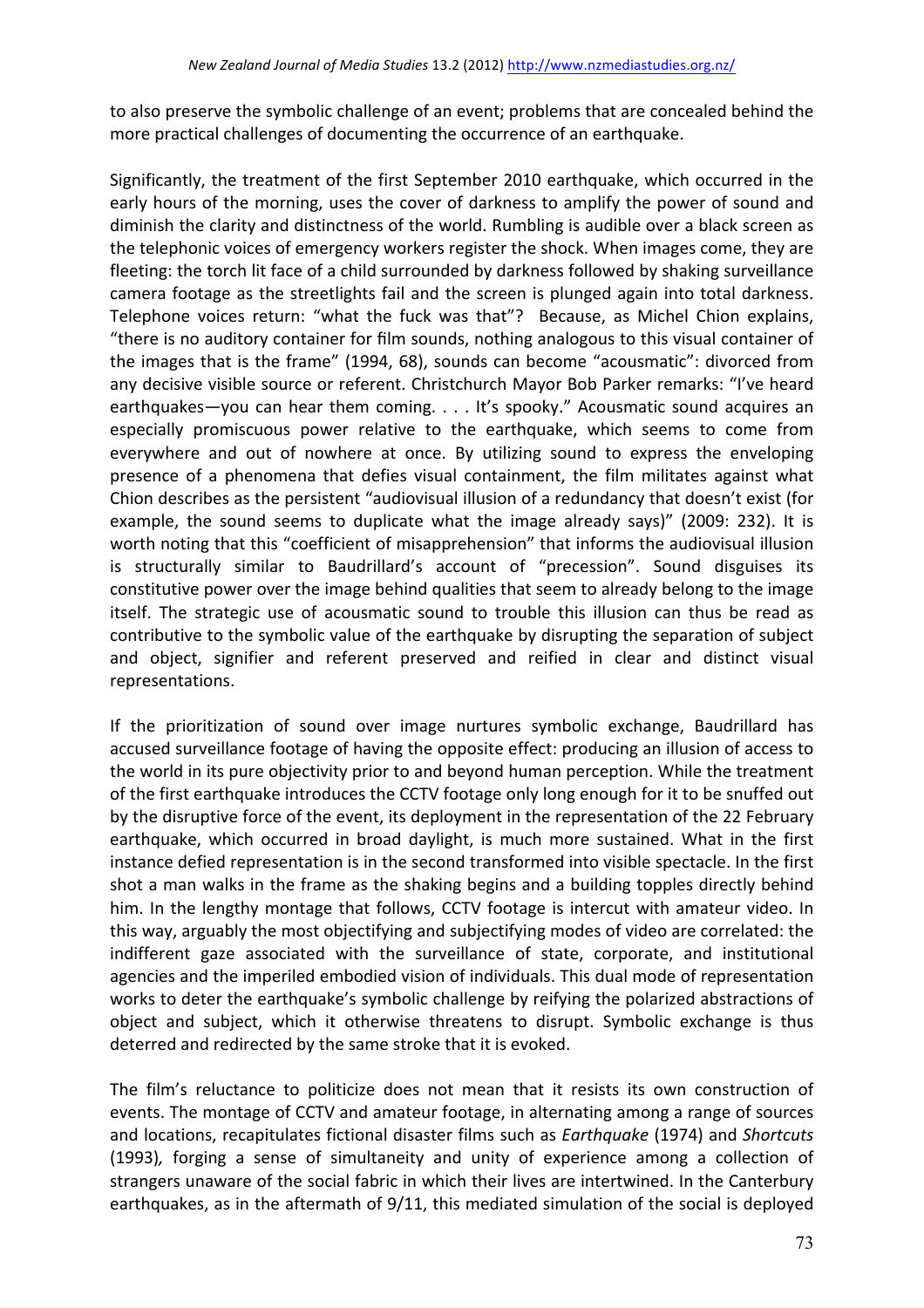to also preserve the symbolic challenge of an event; problems that are concealed behind the more practical challenges of documenting the occurrence of an earthquake.

Significantly, the treatment of the first September 2010 earthquake, which occurred in the early hours of the morning, uses the cover of darkness to amplify the power of sound and diminish the clarity and distinctness of the world. Rumbling is audible over a black screen as the telephonic voices of emergency workers register the shock. When images come, they are fleeting: the torch lit face of a child surrounded by darkness followed by shaking surveillance camera footage as the streetlights fail and the screen is plunged again into total darkness. Telephone voices return: "what the fuck was that"? Because, as Michel Chion explains, "there is no auditory container for film sounds, nothing analogous to this visual container of the images that is the frame" (1994, 68), sounds can become "acousmatic": divorced from any decisive visible source or referent. Christchurch Mayor Bob Parker remarks: "I've heard earthquakes—you can hear them coming. . . . It's spooky." Acousmatic sound acquires an especially promiscuous power relative to the earthquake, which seems to come from everywhere and out of nowhere at once. By utilizing sound to express the enveloping presence of a phenomena that defies visual containment, the film militates against what Chion describes as the persistent "audiovisual illusion of a redundancy that doesn't exist (for example, the sound seems to duplicate what the image already says)" (2009: 232). It is worth noting that this "coefficient of misapprehension" that informs the audiovisual illusion is structurally similar to Baudrillard's account of "precession". Sound disguises its constitutive power over the image behind qualities that seem to already belong to the image itself. The strategic use of acousmatic sound to trouble this illusion can thus be read as contributive to the symbolic value of the earthquake by disrupting the separation of subject and object, signifier and referent preserved and reified in clear and distinct visual representations.

If the prioritization of sound over image nurtures symbolic exchange, Baudrillard has accused surveillance footage of having the opposite effect: producing an illusion of access to the world in its pure objectivity prior to and beyond human perception. While the treatment of the first earthquake introduces the CCTV footage only long enough for it to be snuffed out by the disruptive force of the event, its deployment in the representation of the 22 February earthquake, which occurred in broad daylight, is much more sustained. What in the first instance defied representation is in the second transformed into visible spectacle. In the first shot a man walks in the frame as the shaking begins and a building topples directly behind him. In the lengthy montage that follows, CCTV footage is intercut with amateur video. In this way, arguably the most objectifying and subjectifying modes of video are correlated: the indifferent gaze associated with the surveillance of state, corporate, and institutional agencies and the imperiled embodied vision of individuals. This dual mode of representation works to deter the earthquake's symbolic challenge by reifying the polarized abstractions of object and subject, which it otherwise threatens to disrupt. Symbolic exchange is thus deterred and redirected by the same stroke that it is evoked.

The film's reluctance to politicize does not mean that it resists its own construction of events. The montage of CCTV and amateur footage, in alternating among a range of sources and locations, recapitulates fictional disaster films such as *Earthquake* (1974) and *Shortcuts* (1993)*,* forging a sense of simultaneity and unity of experience among a collection of strangers unaware of the social fabric in which their lives are intertwined. In the Canterbury earthquakes, as in the aftermath of 9/11, this mediated simulation of the social is deployed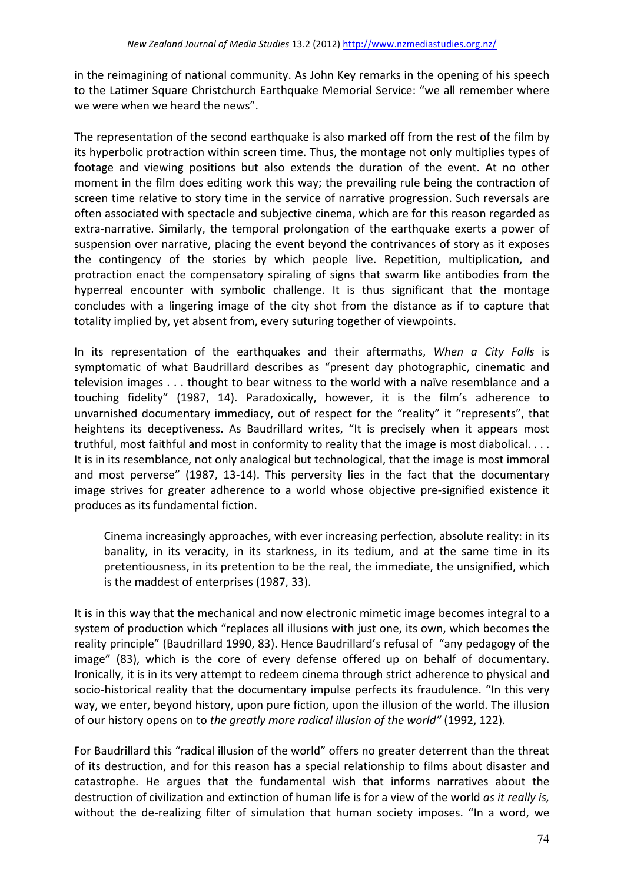in the reimagining of national community. As John Key remarks in the opening of his speech to the Latimer Square Christchurch Earthquake Memorial Service: "we all remember where we were when we heard the news".

The representation of the second earthquake is also marked off from the rest of the film by its hyperbolic protraction within screen time. Thus, the montage not only multiplies types of footage and viewing positions but also extends the duration of the event. At no other moment in the film does editing work this way; the prevailing rule being the contraction of screen time relative to story time in the service of narrative progression. Such reversals are often associated with spectacle and subjective cinema, which are for this reason regarded as extra-narrative. Similarly, the temporal prolongation of the earthquake exerts a power of suspension over narrative, placing the event beyond the contrivances of story as it exposes the contingency of the stories by which people live. Repetition, multiplication, and protraction enact the compensatory spiraling of signs that swarm like antibodies from the hyperreal encounter with symbolic challenge. It is thus significant that the montage concludes with a lingering image of the city shot from the distance as if to capture that totality implied by, yet absent from, every suturing together of viewpoints.

In its representation of the earthquakes and their aftermaths, *When a City Falls* is symptomatic of what Baudrillard describes as "present day photographic, cinematic and television images . . . thought to bear witness to the world with a naïve resemblance and a touching fidelity" (1987, 14). Paradoxically, however, it is the film's adherence to unvarnished documentary immediacy, out of respect for the "reality" it "represents", that heightens its deceptiveness. As Baudrillard writes, "It is precisely when it appears most truthful, most faithful and most in conformity to reality that the image is most diabolical. . . . It is in its resemblance, not only analogical but technological, that the image is most immoral and most perverse" (1987, 13-14). This perversity lies in the fact that the documentary image strives for greater adherence to a world whose objective pre-signified existence it produces as its fundamental fiction.

> Cinema increasingly approaches, with ever increasing perfection, absolute reality: in its banality, in its veracity, in its starkness, in its tedium, and at the same time in its pretentiousness, in its pretention to be the real, the immediate, the unsignified, which is the maddest of enterprises (1987, 33).

It is in this way that the mechanical and now electronic mimetic image becomes integral to a system of production which "replaces all illusions with just one, its own, which becomes the reality principle" (Baudrillard 1990, 83). Hence Baudrillard's refusal of "any pedagogy of the image" (83), which is the core of every defense offered up on behalf of documentary. Ironically, it is in its very attempt to redeem cinema through strict adherence to physical and socio-historical reality that the documentary impulse perfects its fraudulence. "In this very way, we enter, beyond history, upon pure fiction, upon the illusion of the world. The illusion of our history opens on to *the greatly more radical illusion of the world"* (1992, 122).

For Baudrillard this "radical illusion of the world" offers no greater deterrent than the threat of its destruction, and for this reason has a special relationship to films about disaster and catastrophe. He argues that the fundamental wish that informs narratives about the destruction of civilization and extinction of human life is for a view of the world *as it really is,* without the de-realizing filter of simulation that human society imposes. "In a word, we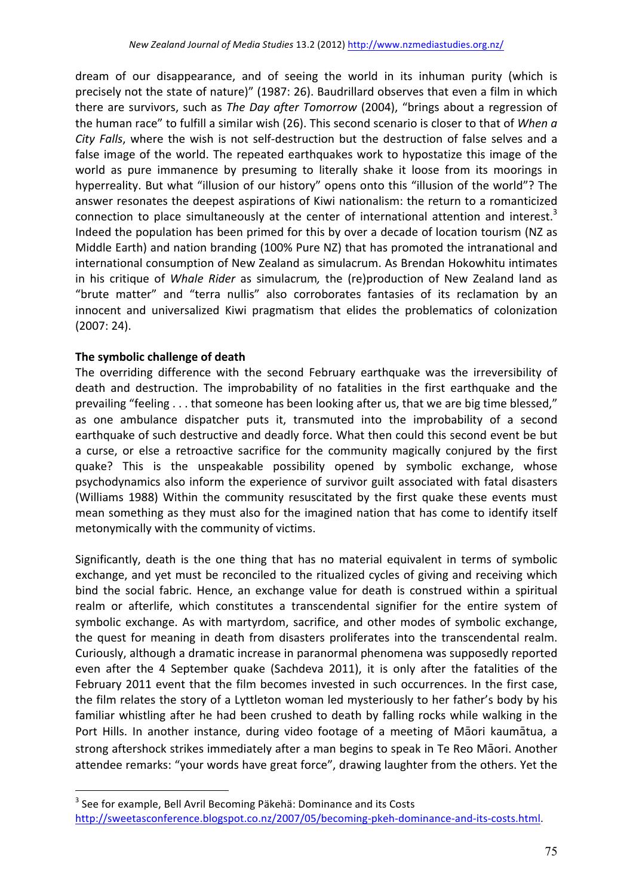dream of our disappearance, and of seeing the world in its inhuman purity (which is precisely not the state of nature)" (1987: 26). Baudrillard observes that even a film in which there are survivors, such as *The Day after Tomorrow* (2004), "brings about a regression of the human race" to fulfill a similar wish (26). This second scenario is closer to that of *When a City Falls*, where the wish is not self-destruction but the destruction of false selves and a false image of the world. The repeated earthquakes work to hypostatize this image of the world as pure immanence by presuming to literally shake it loose from its moorings in hyperreality. But what "illusion of our history" opens onto this "illusion of the world"? The answer resonates the deepest aspirations of Kiwi nationalism: the return to a romanticized connection to place simultaneously at the center of international attention and interest.[3] Indeed the population has been primed for this by over a decade of location tourism (NZ as Middle Earth) and nation branding (100% Pure NZ) that has promoted the intranational and international consumption of New Zealand as simulacrum. As Brendan Hokowhitu intimates in his critique of *Whale Rider* as simulacrum, the (re)production of New Zealand land as "brute matter" and "terra nullis" also corroborates fantasies of its reclamation by an innocent and universalized Kiwi pragmatism that elides the problematics of colonization (2007: 24).

**The symbolic challenge of death**

The overriding difference with the second February earthquake was the irreversibility of death and destruction. The improbability of no fatalities in the first earthquake and the prevailing "feeling . . . that someone has been looking after us, that we are big time blessed," as one ambulance dispatcher puts it, transmuted into the improbability of a second earthquake of such destructive and deadly force. What then could this second event be but a curse, or else a retroactive sacrifice for the community magically conjured by the first quake? This is the unspeakable possibility opened by symbolic exchange, whose psychodynamics also inform the experience of survivor guilt associated with fatal disasters (Williams 1988) Within the community resuscitated by the first quake these events must mean something as they must also for the imagined nation that has come to identify itself metonymically with the community of victims.

Significantly, death is the one thing that has no material equivalent in terms of symbolic exchange, and yet must be reconciled to the ritualized cycles of giving and receiving which bind the social fabric. Hence, an exchange value for death is construed within a spiritual realm or afterlife, which constitutes a transcendental signifier for the entire system of symbolic exchange. As with martyrdom, sacrifice, and other modes of symbolic exchange, the quest for meaning in death from disasters proliferates into the transcendental realm. Curiously, although a dramatic increase in paranormal phenomena was supposedly reported even after the 4 September quake (Sachdeva 2011), it is only after the fatalities of the February 2011 event that the film becomes invested in such occurrences. In the first case, the film relates the story of a Lyttleton woman led mysteriously to her father's body by his familiar whistling after he had been crushed to death by falling rocks while walking in the Port Hills. In another instance, during video footage of a meeting of Māori kaumātua, a strong aftershock strikes immediately after a man begins to speak in Te Reo Māori. Another attendee remarks: "your words have great force", drawing laughter from the others. Yet the

[3] See for example, Bell Avril Becoming Päkehä: Dominance and its Costs http://sweetasconference.blogspot.co.nz/2007/05/becoming-pkeh-dominance-and-its-costs.html.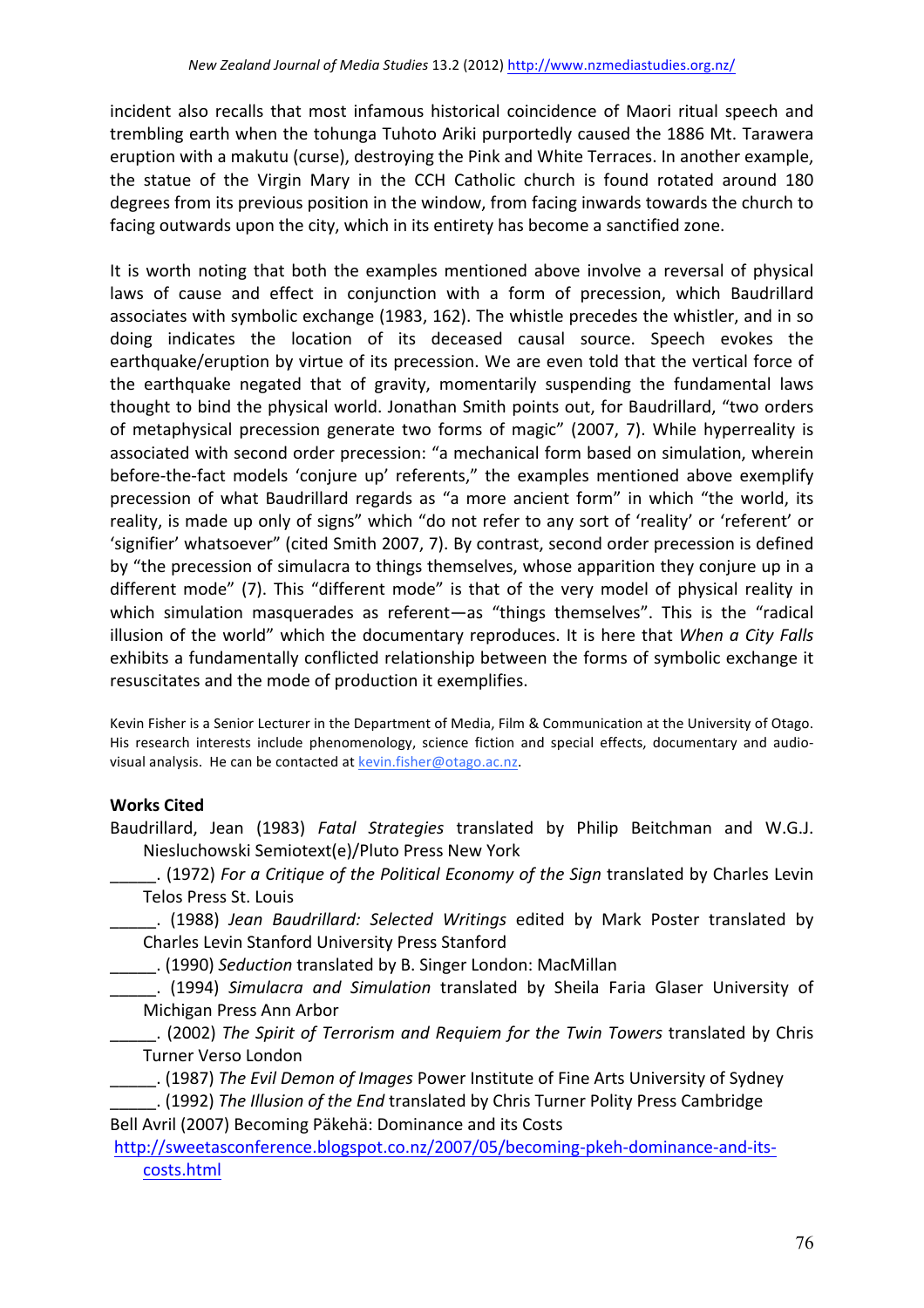incident also recalls that most infamous historical coincidence of Maori ritual speech and trembling earth when the tohunga Tuhoto Ariki purportedly caused the 1886 Mt. Tarawera eruption with a makutu (curse), destroying the Pink and White Terraces. In another example, the statue of the Virgin Mary in the CCH Catholic church is found rotated around 180 degrees from its previous position in the window, from facing inwards towards the church to facing outwards upon the city, which in its entirety has become a sanctified zone.

It is worth noting that both the examples mentioned above involve a reversal of physical laws of cause and effect in conjunction with a form of precession, which Baudrillard associates with symbolic exchange (1983, 162). The whistle precedes the whistler, and in so doing indicates the location of its deceased causal source. Speech evokes the earthquake/eruption by virtue of its precession. We are even told that the vertical force of the earthquake negated that of gravity, momentarily suspending the fundamental laws thought to bind the physical world. Jonathan Smith points out, for Baudrillard, "two orders of metaphysical precession generate two forms of magic" (2007, 7). While hyperreality is associated with second order precession: "a mechanical form based on simulation, wherein before-the-fact models 'conjure up' referents," the examples mentioned above exemplify precession of what Baudrillard regards as "a more ancient form" in which "the world, its reality, is made up only of signs" which "do not refer to any sort of 'reality' or 'referent' or 'signifier' whatsoever" (cited Smith 2007, 7). By contrast, second order precession is defined by "the precession of simulacra to things themselves, whose apparition they conjure up in a different mode" (7). This "different mode" is that of the very model of physical reality in which simulation masquerades as referent—as "things themselves". This is the "radical illusion of the world" which the documentary reproduces. It is here that *When a City Falls* exhibits a fundamentally conflicted relationship between the forms of symbolic exchange it resuscitates and the mode of production it exemplifies.

Kevin Fisher is a Senior Lecturer in the Department of Media, Film & Communication at the University of Otago. His research interests include phenomenology, science fiction and special effects, documentary and audio-visual analysis. He can be contacted at kevin.fisher@otago.ac.nz.

**Works Cited**

Baudrillard, Jean (1983) *Fatal Strategies* translated by Philip Beitchman and W.G.J. Niesluchowski Semiotext(e)/Pluto Press New York

_____. (1972) *For a Critique of the Political Economy of the Sign* translated by Charles Levin Telos Press St. Louis

_____. (1988) *Jean Baudrillard: Selected Writings* edited by Mark Poster translated by Charles Levin Stanford University Press Stanford

_____. (1990) *Seduction* translated by B. Singer London: MacMillan

_____. (1994) *Simulacra and Simulation* translated by Sheila Faria Glaser University of Michigan Press Ann Arbor

_____. (2002) *The Spirit of Terrorism and Requiem for the Twin Towers* translated by Chris Turner Verso London

_____. (1987) *The Evil Demon of Images* Power Institute of Fine Arts University of Sydney

_____. (1992) *The Illusion of the End* translated by Chris Turner Polity Press Cambridge

Bell Avril (2007) Becoming Päkehä: Dominance and its Costs http://sweetasconference.blogspot.co.nz/2007/05/becoming-pkeh-dominance-and-its-costs.html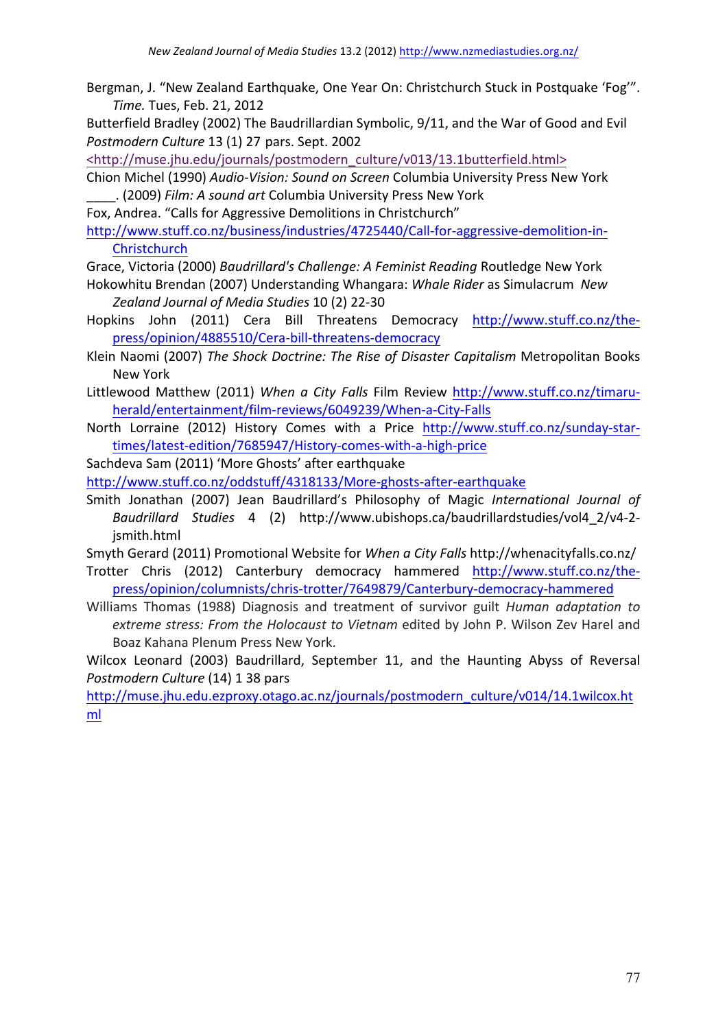Bergman, J. "New Zealand Earthquake, One Year On: Christchurch Stuck in Postquake 'Fog'". *Time.* Tues, Feb. 21, 2012

Butterfield Bradley (2002) The Baudrillardian Symbolic, 9/11, and the War of Good and Evil *Postmodern Culture* 13 (1) 27 pars. Sept. 2002 <http://muse.jhu.edu/journals/postmodern_culture/v013/13.1butterfield.html>

Chion Michel (1990) *Audio-Vision: Sound on Screen* Columbia University Press New York

____. (2009) *Film: A sound art* Columbia University Press New York

Fox, Andrea. "Calls for Aggressive Demolitions in Christchurch" http://www.stuff.co.nz/business/industries/4725440/Call-for-aggressive-demolition-in-Christchurch

Grace, Victoria (2000) *Baudrillard's Challenge: A Feminist Reading* Routledge New York

Hokowhitu Brendan (2007) Understanding Whangara: *Whale Rider* as Simulacrum *New Zealand Journal of Media Studies* 10 (2) 22-30

Hopkins John (2011) Cera Bill Threatens Democracy http://www.stuff.co.nz/the-press/opinion/4885510/Cera-bill-threatens-democracy

Klein Naomi (2007) *The Shock Doctrine: The Rise of Disaster Capitalism* Metropolitan Books New York

Littlewood Matthew (2011) *When a City Falls* Film Review http://www.stuff.co.nz/timaru-herald/entertainment/film-reviews/6049239/When-a-City-Falls

North Lorraine (2012) History Comes with a Price http://www.stuff.co.nz/sunday-star-times/latest-edition/7685947/History-comes-with-a-high-price

Sachdeva Sam (2011) 'More Ghosts' after earthquake http://www.stuff.co.nz/oddstuff/4318133/More-ghosts-after-earthquake

Smith Jonathan (2007) Jean Baudrillard's Philosophy of Magic *International Journal of Baudrillard Studies* 4 (2) http://www.ubishops.ca/baudrillardstudies/vol4_2/v4-2-jsmith.html

Smyth Gerard (2011) Promotional Website for *When a City Falls* http://whenacityfalls.co.nz/

Trotter Chris (2012) Canterbury democracy hammered http://www.stuff.co.nz/the-press/opinion/columnists/chris-trotter/7649879/Canterbury-democracy-hammered

Williams Thomas (1988) Diagnosis and treatment of survivor guilt *Human adaptation to extreme stress: From the Holocaust to Vietnam* edited by John P. Wilson Zev Harel and Boaz Kahana Plenum Press New York.

Wilcox Leonard (2003) Baudrillard, September 11, and the Haunting Abyss of Reversal *Postmodern Culture* (14) 1 38 pars http://muse.jhu.edu.ezproxy.otago.ac.nz/journals/postmodern_culture/v014/14.1wilcox.html